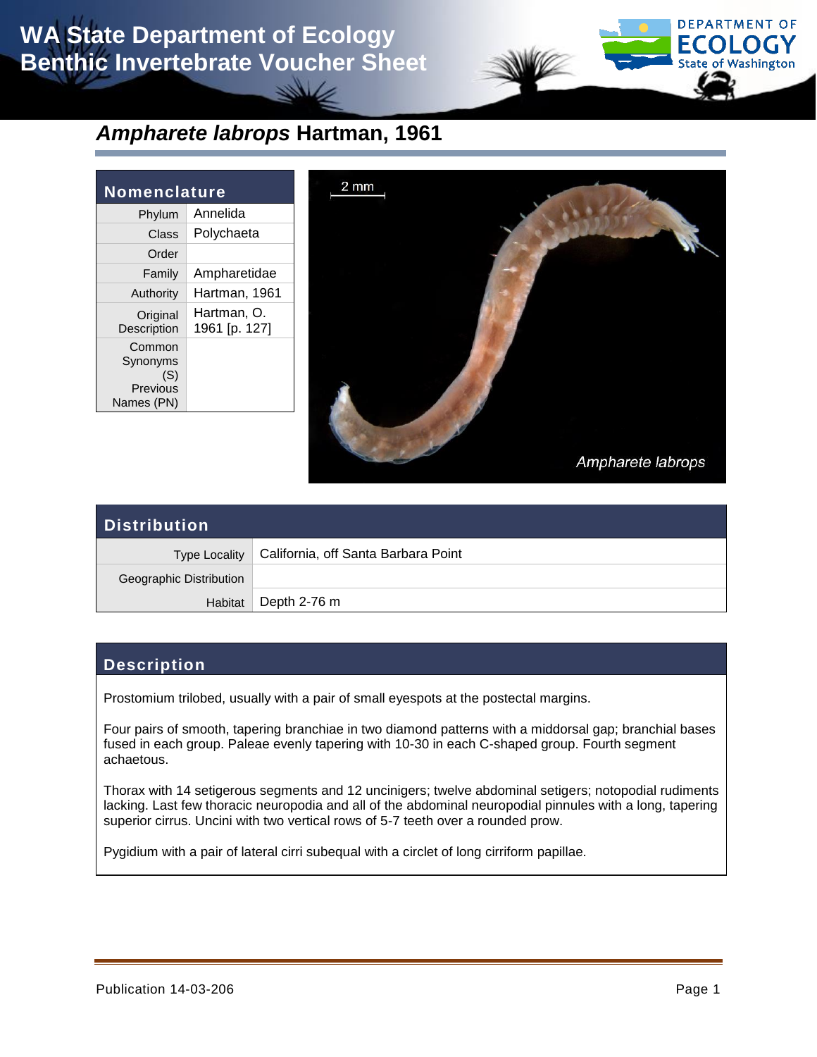# WA State Department of Ecology Benthic Invertebrate Voucher Sheet

## *Ampharete labrops* Hartman, 1961

### Nomenclature

| | |
|---|---|
| Phylum | Annelida |
| Class | Polychaeta |
| Order | |
| Family | Ampharetidae |
| Authority | Hartman, 1961 |
| Original Description | Hartman, O. 1961 [p. 127] |
| Common Synonyms (S) Previous Names (PN) | |

### Distribution

| | |
|---|---|
| Type Locality | California, off Santa Barbara Point |
| Geographic Distribution | |
| Habitat | Depth 2-76 m |

### Description

Prostomium trilobed, usually with a pair of small eyespots at the postectal margins.

Four pairs of smooth, tapering branchiae in two diamond patterns with a middorsal gap; branchial bases fused in each group. Paleae evenly tapering with 10-30 in each C-shaped group. Fourth segment achaetous.

Thorax with 14 setigerous segments and 12 uncinigers; twelve abdominal setigers; notopodial rudiments lacking. Last few thoracic neuropodia and all of the abdominal neuropodial pinnules with a long, tapering superior cirrus. Uncini with two vertical rows of 5-7 teeth over a rounded prow.

Pygidium with a pair of lateral cirri subequal with a circlet of long cirriform papillae.

Publication 14-03-206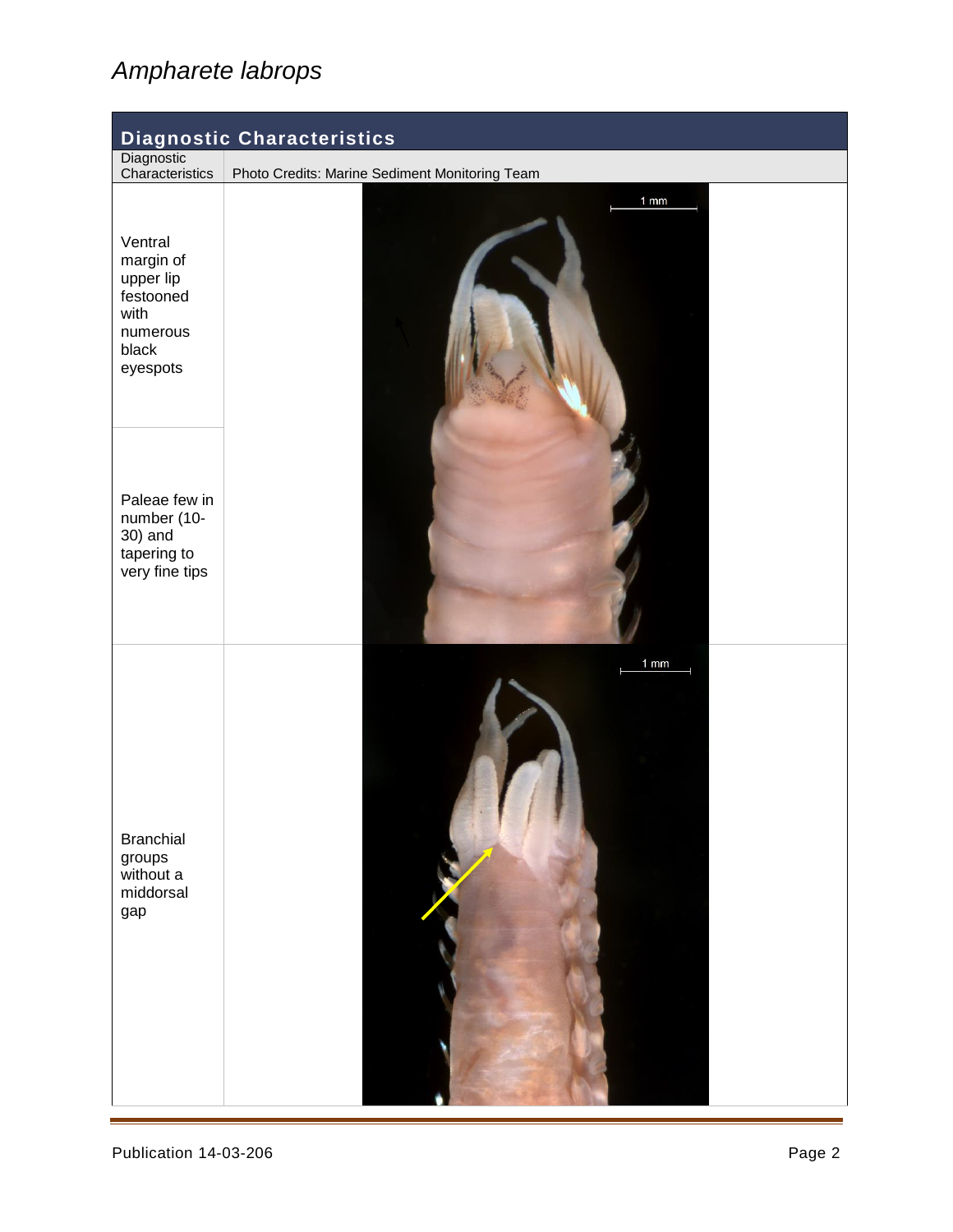# *Ampharete labrops*

## Diagnostic Characteristics

| Diagnostic Characteristics | Photo Credits: Marine Sediment Monitoring Team |
|---|---|
| Ventral margin of upper lip festooned with numerous black eyespots | |
| Paleae few in number (10-30) and tapering to very fine tips | |
| Branchial groups without a middorsal gap | |

Publication 14-03-206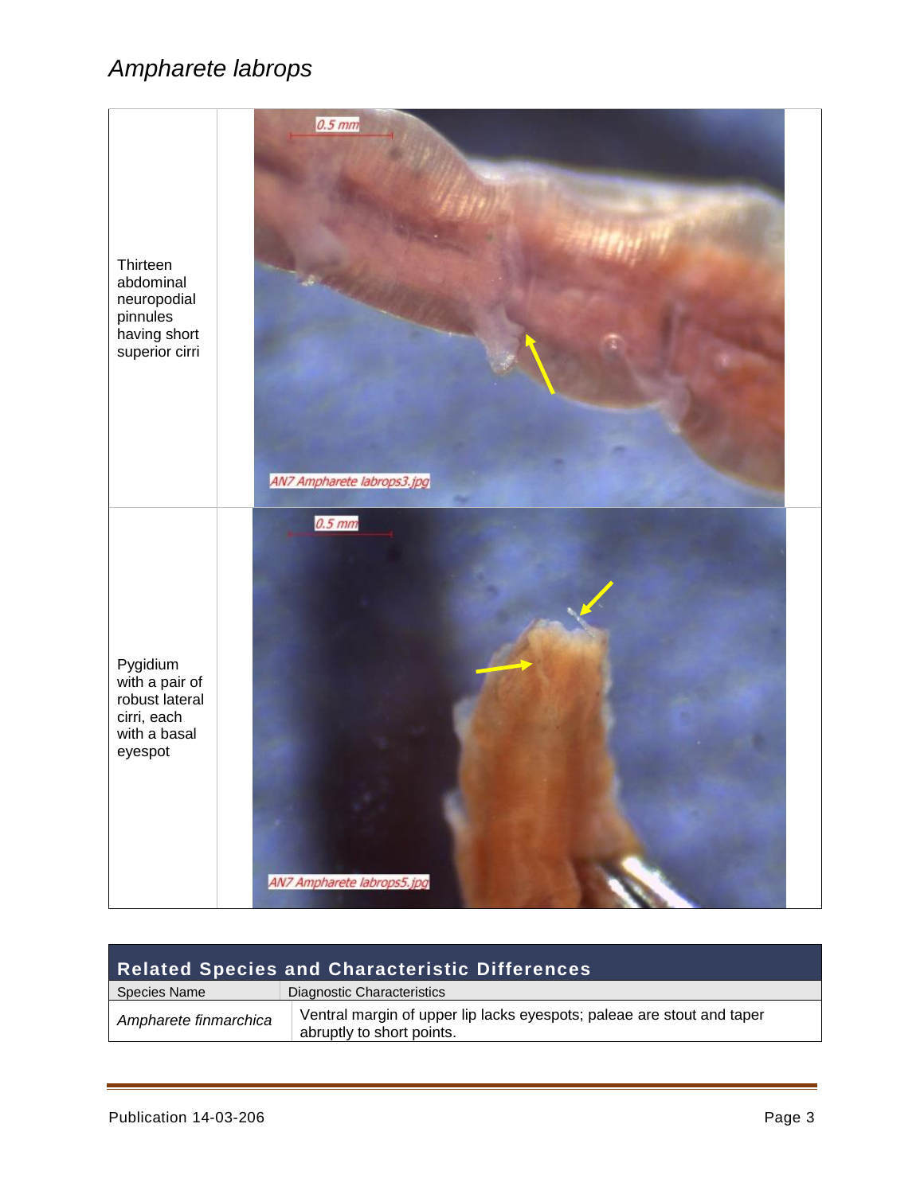# *Ampharete labrops*

| | |
|---|---|
| Thirteen abdominal neuropodial pinnules having short superior cirri | |
| Pygidium with a pair of robust lateral cirri, each with a basal eyespot | |

## Related Species and Characteristic Differences

| Species Name | Diagnostic Characteristics |
|---|---|
| *Ampharete finmarchica* | Ventral margin of upper lip lacks eyespots; paleae are stout and taper abruptly to short points. |

Publication 14-03-206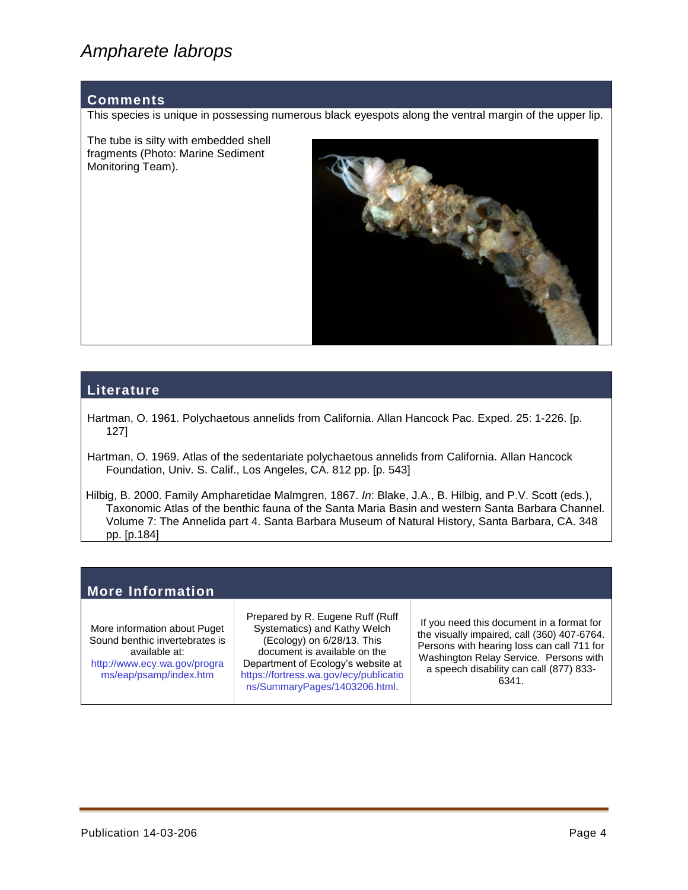# *Ampharete labrops*

## Comments

This species is unique in possessing numerous black eyespots along the ventral margin of the upper lip.

The tube is silty with embedded shell fragments (Photo: Marine Sediment Monitoring Team).

## Literature

Hartman, O. 1961. Polychaetous annelids from California. Allan Hancock Pac. Exped. 25: 1-226. [p. 127]

Hartman, O. 1969. Atlas of the sedentariate polychaetous annelids from California. Allan Hancock Foundation, Univ. S. Calif., Los Angeles, CA. 812 pp. [p. 543]

Hilbig, B. 2000. Family Ampharetidae Malmgren, 1867. *In*: Blake, J.A., B. Hilbig, and P.V. Scott (eds.), Taxonomic Atlas of the benthic fauna of the Santa Maria Basin and western Santa Barbara Channel. Volume 7: The Annelida part 4. Santa Barbara Museum of Natural History, Santa Barbara, CA. 348 pp. [p.184]

## More Information

More information about Puget Sound benthic invertebrates is available at: http://www.ecy.wa.gov/programs/eap/psamp/index.htm

Prepared by R. Eugene Ruff (Ruff Systematics) and Kathy Welch (Ecology) on 6/28/13. This document is available on the Department of Ecology's website at https://fortress.wa.gov/ecy/publications/SummaryPages/1403206.html.

If you need this document in a format for the visually impaired, call (360) 407-6764. Persons with hearing loss can call 711 for Washington Relay Service. Persons with a speech disability can call (877) 833-6341.